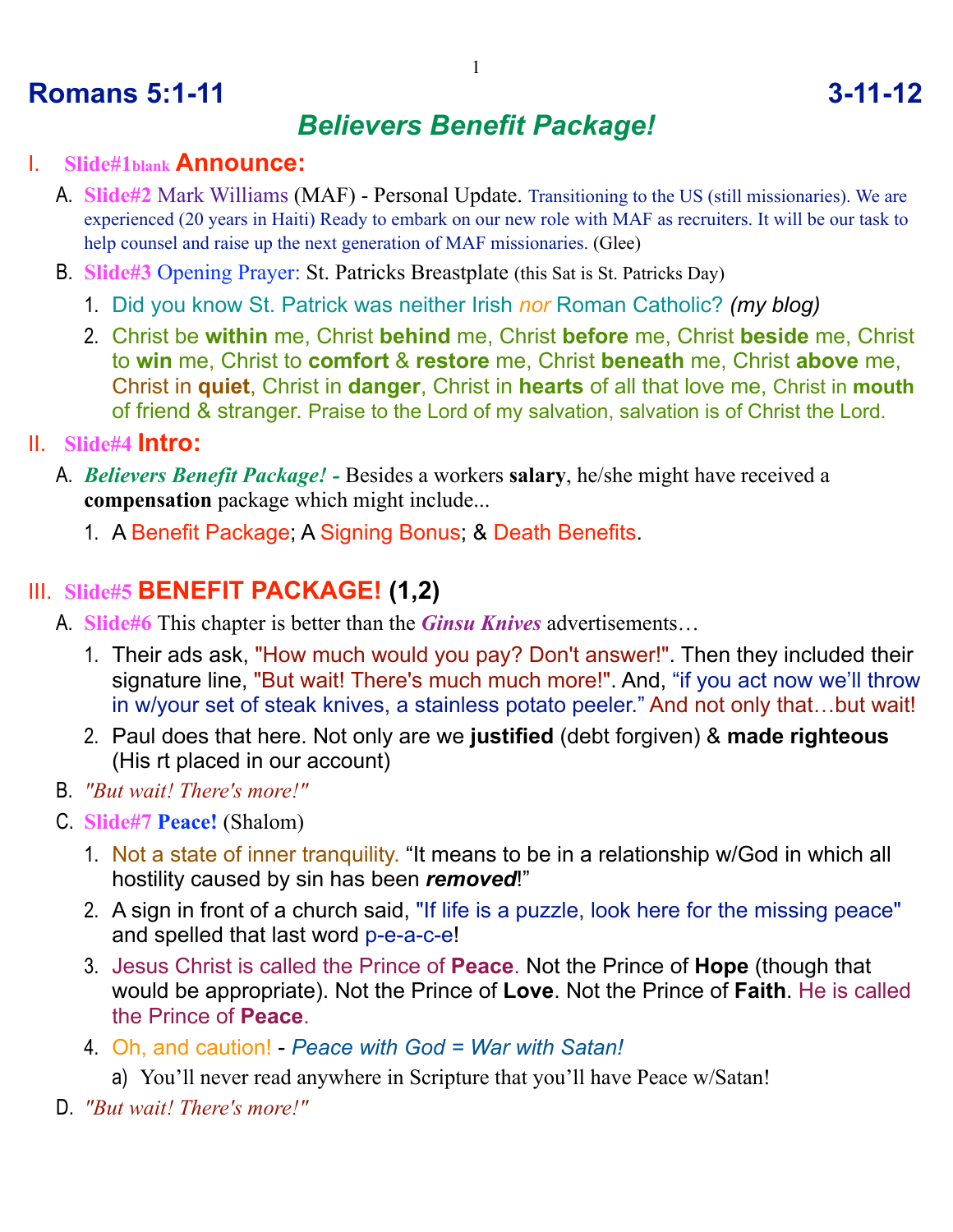# Romans 5:1-11 3-11-12

## *Believers Benefit Package!*

I. **Slide#1blank Announce:**

A. **Slide#2** Mark Williams (MAF) - Personal Update. Transitioning to the US (still missionaries). We are experienced (20 years in Haiti) Ready to embark on our new role with MAF as recruiters. It will be our task to help counsel and raise up the next generation of MAF missionaries. (Glee)

B. **Slide#3** Opening Prayer: St. Patricks Breastplate (this Sat is St. Patricks Day)

1. Did you know St. Patrick was neither Irish *nor* Roman Catholic? *(my blog)*
2. Christ be **within** me, Christ **behind** me, Christ **before** me, Christ **beside** me, Christ to **win** me, Christ to **comfort** & **restore** me, Christ **beneath** me, Christ **above** me, Christ in **quiet**, Christ in **danger**, Christ in **hearts** of all that love me, Christ in **mouth** of friend & stranger. Praise to the Lord of my salvation, salvation is of Christ the Lord.

II. **Slide#4 Intro:**

A. ***Believers Benefit Package! -*** Besides a workers **salary**, he/she might have received a **compensation** package which might include...

1. A Benefit Package; A Signing Bonus; & Death Benefits.

III. **Slide#5 BENEFIT PACKAGE! (1,2)**

A. **Slide#6** This chapter is better than the ***Ginsu Knives*** advertisements…

1. Their ads ask, "How much would you pay? Don't answer!". Then they included their signature line, "But wait! There's much much more!". And, "if you act now we'll throw in w/your set of steak knives, a stainless potato peeler." And not only that…but wait!
2. Paul does that here. Not only are we **justified** (debt forgiven) & **made righteous** (His rt placed in our account)

B. *"But wait! There's more!"*

C. **Slide#7 Peace!** (Shalom)

1. Not a state of inner tranquility. "It means to be in a relationship w/God in which all hostility caused by sin has been ***removed***!"
2. A sign in front of a church said, "If life is a puzzle, look here for the missing peace" and spelled that last word p-e-a-c-e!
3. Jesus Christ is called the Prince of **Peace**. Not the Prince of **Hope** (though that would be appropriate). Not the Prince of **Love**. Not the Prince of **Faith**. He is called the Prince of **Peace**.
4. Oh, and caution! - *Peace with God = War with Satan!*
   a) You'll never read anywhere in Scripture that you'll have Peace w/Satan!

D. *"But wait! There's more!"*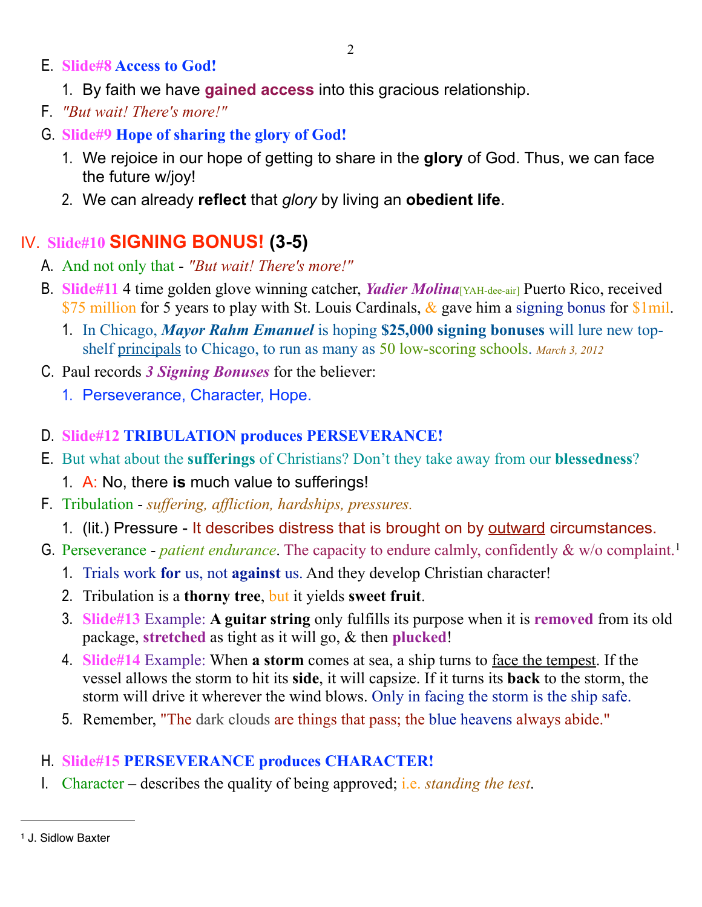E. **Slide#8 Access to God!**

1. By faith we have **gained access** into this gracious relationship.

F. *"But wait! There's more!"*

G. **Slide#9 Hope of sharing the glory of God!**

1. We rejoice in our hope of getting to share in the **glory** of God. Thus, we can face the future w/joy!
2. We can already **reflect** that *glory* by living an **obedient life**.

## IV. Slide#10 SIGNING BONUS! (3-5)

A. And not only that - *"But wait! There's more!"*

B. Slide#11 4 time golden glove winning catcher, ***Yadier Molina***[YAH-dee-air] Puerto Rico, received $75 million for 5 years to play with St. Louis Cardinals, & gave him a signing bonus for $1mil.

1. In Chicago, ***Mayor Rahm Emanuel*** is hoping **$25,000 signing bonuses** will lure new top-shelf principals to Chicago, to run as many as 50 low-scoring schools. *March 3, 2012*

C. Paul records ***3 Signing Bonuses*** for the believer:

1. Perseverance, Character, Hope.

D. **Slide#12 TRIBULATION produces PERSEVERANCE!**

E. But what about the **sufferings** of Christians? Don't they take away from our **blessedness**?

1. A: No, there **is** much value to sufferings!

F. Tribulation - *suffering, affliction, hardships, pressures.*

1. (lit.) Pressure - It describes distress that is brought on by outward circumstances.

G. Perseverance - *patient endurance*. The capacity to endure calmly, confidently & w/o complaint.[1]

1. Trials work **for** us, not **against** us. And they develop Christian character!
2. Tribulation is a **thorny tree**, but it yields **sweet fruit**.
3. Slide#13 Example: **A guitar string** only fulfills its purpose when it is **removed** from its old package, **stretched** as tight as it will go, & then **plucked**!
4. Slide#14 Example: When **a storm** comes at sea, a ship turns to face the tempest. If the vessel allows the storm to hit its **side**, it will capsize. If it turns its **back** to the storm, the storm will drive it wherever the wind blows. Only in facing the storm is the ship safe.
5. Remember, "The dark clouds are things that pass; the blue heavens always abide."

H. **Slide#15 PERSEVERANCE produces CHARACTER!**

I. Character – describes the quality of being approved; i.e. *standing the test*.

---

[1] J. Sidlow Baxter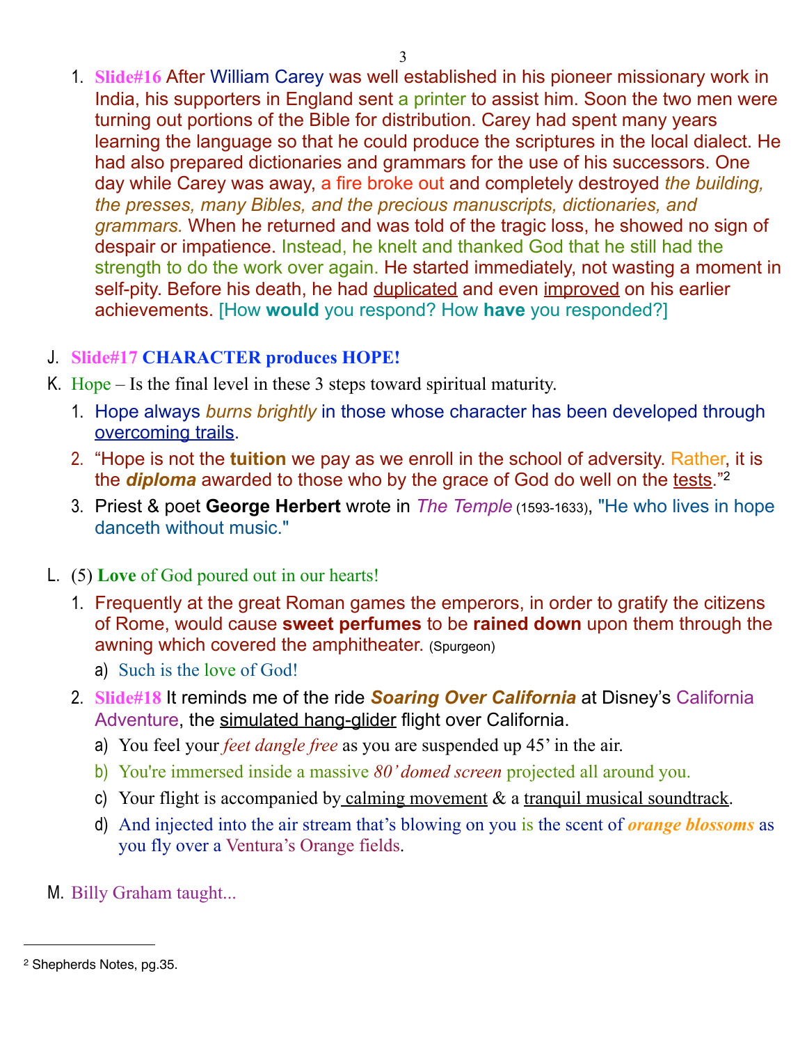1. **Slide#16** After William Carey was well established in his pioneer missionary work in India, his supporters in England sent a printer to assist him. Soon the two men were turning out portions of the Bible for distribution. Carey had spent many years learning the language so that he could produce the scriptures in the local dialect. He had also prepared dictionaries and grammars for the use of his successors. One day while Carey was away, a fire broke out and completely destroyed *the building, the presses, many Bibles, and the precious manuscripts, dictionaries, and grammars.* When he returned and was told of the tragic loss, he showed no sign of despair or impatience. Instead, he knelt and thanked God that he still had the strength to do the work over again. He started immediately, not wasting a moment in self-pity. Before his death, he had <u>duplicated</u> and even <u>improved</u> on his earlier achievements. [How **would** you respond? How **have** you responded?]

J. **Slide#17 CHARACTER produces HOPE!**

K. Hope – Is the final level in these 3 steps toward spiritual maturity.

1. Hope always *burns brightly* in those whose character has been developed through <u>overcoming trails</u>.
2. "Hope is not the **tuition** we pay as we enroll in the school of adversity. Rather, it is the ***diploma*** awarded to those who by the grace of God do well on the <u>tests</u>."[2]
3. Priest & poet **George Herbert** wrote in *The Temple* (1593-1633), "He who lives in hope danceth without music."

L. (5) **Love** of God poured out in our hearts!

1. Frequently at the great Roman games the emperors, in order to gratify the citizens of Rome, would cause **sweet perfumes** to be **rained down** upon them through the awning which covered the amphitheater. (Spurgeon)
   a) Such is the love of God!
2. **Slide#18** It reminds me of the ride ***Soaring Over California*** at Disney's California Adventure, the <u>simulated hang-glider</u> flight over California.
   a) You feel your *feet dangle free* as you are suspended up 45' in the air.
   b) You're immersed inside a massive *80' domed screen* projected all around you.
   c) Your flight is accompanied by <u>calming movement</u> & a <u>tranquil musical soundtrack</u>.
   d) And injected into the air stream that's blowing on you is the scent of ***orange blossoms*** as you fly over a Ventura's Orange fields.

M. Billy Graham taught...

---

[2] Shepherds Notes, pg.35.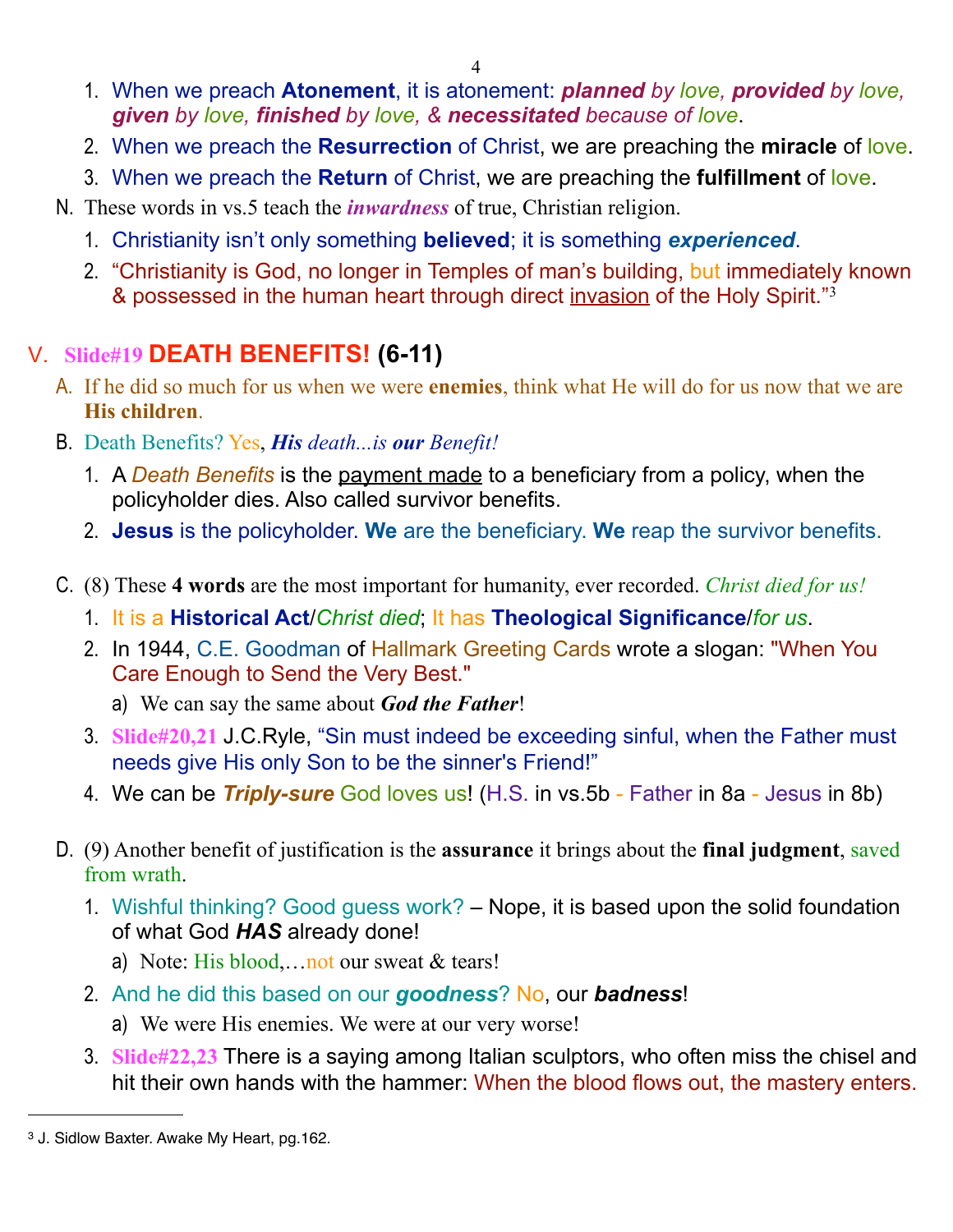1. When we preach **Atonement**, it is atonement: ***planned*** *by love,* ***provided*** *by love,* ***given*** *by love,* ***finished*** *by love, &* ***necessitated*** *because of love*.
2. When we preach the **Resurrection** of Christ, we are preaching the **miracle** of love.
3. When we preach the **Return** of Christ, we are preaching the **fulfillment** of love.

N. These words in vs.5 teach the ***inwardness*** of true, Christian religion.

1. Christianity isn't only something **believed**; it is something ***experienced***.
2. "Christianity is God, no longer in Temples of man's building, but immediately known & possessed in the human heart through direct invasion of the Holy Spirit."[3]

## V. Slide#19 DEATH BENEFITS! (6-11)

A. If he did so much for us when we were **enemies**, think what He will do for us now that we are **His children**.

B. Death Benefits? Yes, ***His*** *death...is* ***our*** *Benefit!*

1. A *Death Benefits* is the payment made to a beneficiary from a policy, when the policyholder dies. Also called survivor benefits.
2. **Jesus** is the policyholder. **We** are the beneficiary. **We** reap the survivor benefits.

C. (8) These **4 words** are the most important for humanity, ever recorded. *Christ died for us!*

1. It is a **Historical Act**/*Christ died*; It has **Theological Significance**/*for us*.
2. In 1944, C.E. Goodman of Hallmark Greeting Cards wrote a slogan: "When You Care Enough to Send the Very Best."
   a) We can say the same about ***God the Father***!
3. **Slide#20,21** J.C.Ryle, "Sin must indeed be exceeding sinful, when the Father must needs give His only Son to be the sinner's Friend!"
4. We can be ***Triply-sure*** God loves us! (H.S. in vs.5b - Father in 8a - Jesus in 8b)

D. (9) Another benefit of justification is the **assurance** it brings about the **final judgment**, saved from wrath.

1. Wishful thinking? Good guess work? – Nope, it is based upon the solid foundation of what God ***HAS*** already done!
   a) Note: His blood,…not our sweat & tears!
2. And he did this based on our ***goodness***? No, our ***badness***!
   a) We were His enemies. We were at our very worse!
3. **Slide#22,23** There is a saying among Italian sculptors, who often miss the chisel and hit their own hands with the hammer: When the blood flows out, the mastery enters.

---

[3] J. Sidlow Baxter. Awake My Heart, pg.162.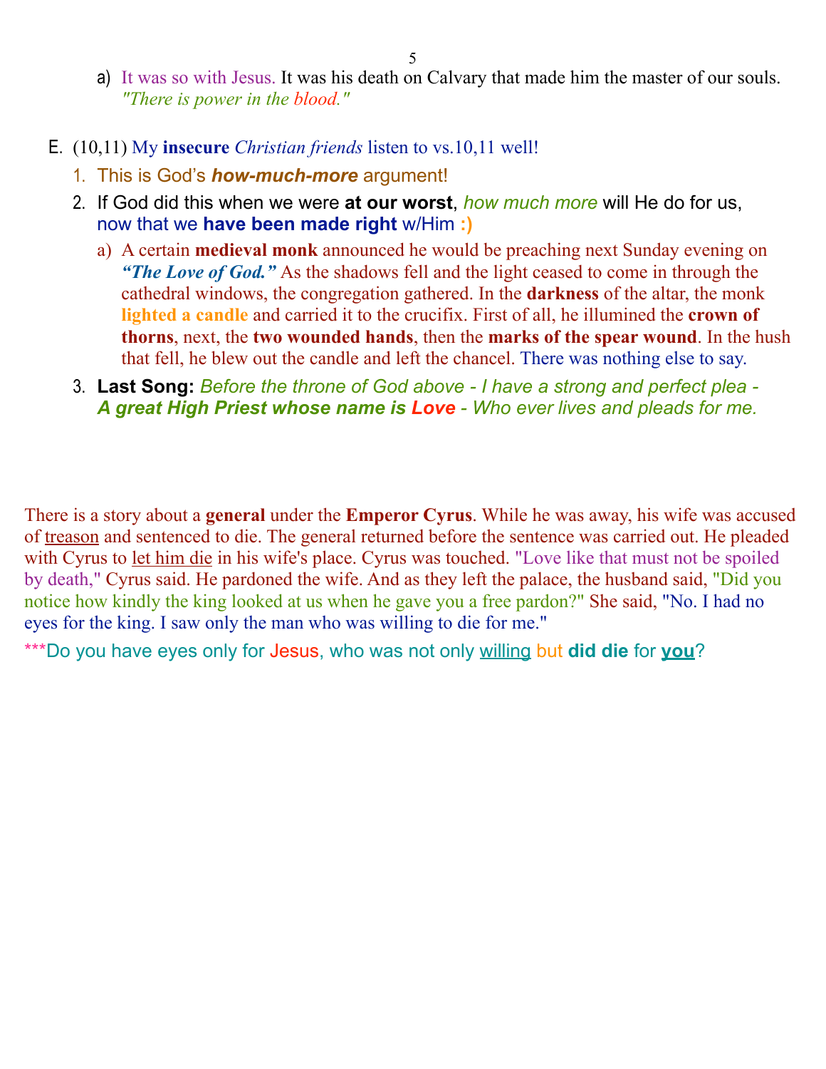a) It was so with Jesus. It was his death on Calvary that made him the master of our souls. *"There is power in the blood."*

E. (10,11) My **insecure** *Christian friends* listen to vs.10,11 well!
   1. This is God's ***how-much-more*** argument!
   2. If God did this when we were **at our worst**, *how much more* will He do for us, now that we **have been made right** w/Him **:)**
      a) A certain **medieval monk** announced he would be preaching next Sunday evening on ***"The Love of God."*** As the shadows fell and the light ceased to come in through the cathedral windows, the congregation gathered. In the **darkness** of the altar, the monk **lighted a candle** and carried it to the crucifix. First of all, he illumined the **crown of thorns**, next, the **two wounded hands**, then the **marks of the spear wound**. In the hush that fell, he blew out the candle and left the chancel. There was nothing else to say.
   3. **Last Song:** *Before the throne of God above - I have a strong and perfect plea -* ***A great High Priest whose name is Love*** *- Who ever lives and pleads for me.*

There is a story about a **general** under the **Emperor Cyrus**. While he was away, his wife was accused of <u>treason</u> and sentenced to die. The general returned before the sentence was carried out. He pleaded with Cyrus to <u>let him die</u> in his wife's place. Cyrus was touched. "Love like that must not be spoiled by death," Cyrus said. He pardoned the wife. And as they left the palace, the husband said, "Did you notice how kindly the king looked at us when he gave you a free pardon?" She said, "No. I had no eyes for the king. I saw only the man who was willing to die for me."

***Do you have eyes only for Jesus, who was not only <u>willing</u> but **did die** for **<u>you</u>**?